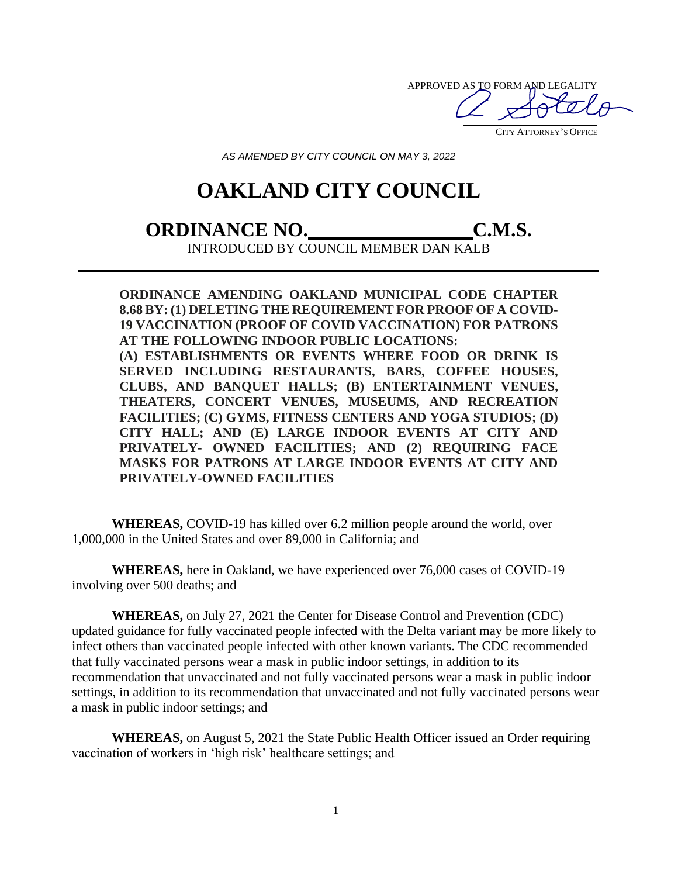APPROVED AS TO FORM AND LEGALITY

CITY ATTORNEY'S OFFICE

*AS AMENDED BY CITY COUNCIL ON MAY 3, 2022*

# OAKLAND CITY COUNCIL

## ORDINANCE NO.________________C.M.S.

INTRODUCED BY COUNCIL MEMBER DAN KALB

---

**ORDINANCE AMENDING OAKLAND MUNICIPAL CODE CHAPTER 8.68 BY: (1) DELETING THE REQUIREMENT FOR PROOF OF A COVID-19 VACCINATION (PROOF OF COVID VACCINATION) FOR PATRONS AT THE FOLLOWING INDOOR PUBLIC LOCATIONS:**
**(A) ESTABLISHMENTS OR EVENTS WHERE FOOD OR DRINK IS SERVED INCLUDING RESTAURANTS, BARS, COFFEE HOUSES, CLUBS, AND BANQUET HALLS; (B) ENTERTAINMENT VENUES, THEATERS, CONCERT VENUES, MUSEUMS, AND RECREATION FACILITIES; (C) GYMS, FITNESS CENTERS AND YOGA STUDIOS; (D) CITY HALL; AND (E) LARGE INDOOR EVENTS AT CITY AND PRIVATELY- OWNED FACILITIES; AND (2) REQUIRING FACE MASKS FOR PATRONS AT LARGE INDOOR EVENTS AT CITY AND PRIVATELY-OWNED FACILITIES**

**WHEREAS,** COVID-19 has killed over 6.2 million people around the world, over 1,000,000 in the United States and over 89,000 in California; and

**WHEREAS,** here in Oakland, we have experienced over 76,000 cases of COVID-19 involving over 500 deaths; and

**WHEREAS,** on July 27, 2021 the Center for Disease Control and Prevention (CDC) updated guidance for fully vaccinated people infected with the Delta variant may be more likely to infect others than vaccinated people infected with other known variants. The CDC recommended that fully vaccinated persons wear a mask in public indoor settings, in addition to its recommendation that unvaccinated and not fully vaccinated persons wear a mask in public indoor settings, in addition to its recommendation that unvaccinated and not fully vaccinated persons wear a mask in public indoor settings; and

**WHEREAS,** on August 5, 2021 the State Public Health Officer issued an Order requiring vaccination of workers in 'high risk' healthcare settings; and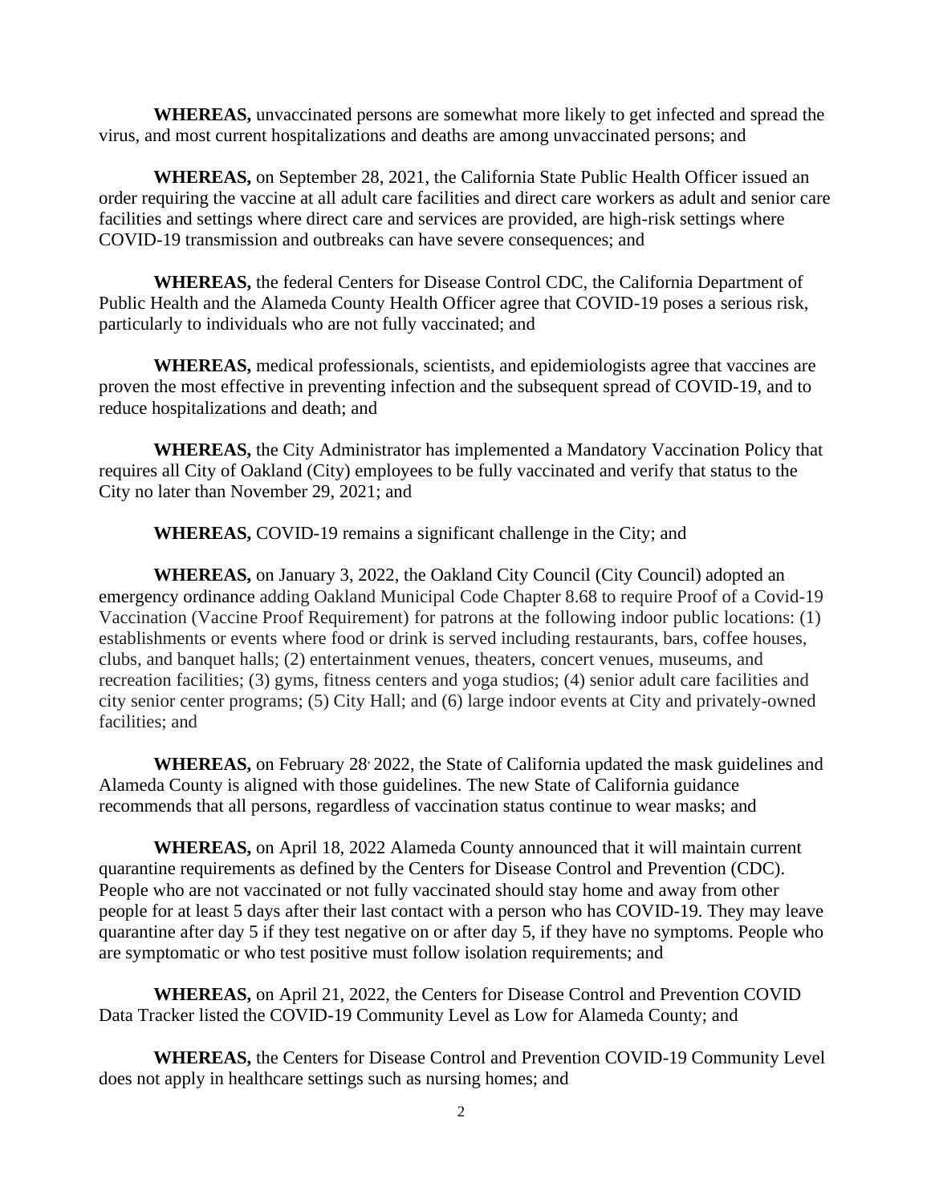**WHEREAS,** unvaccinated persons are somewhat more likely to get infected and spread the virus, and most current hospitalizations and deaths are among unvaccinated persons; and

**WHEREAS,** on September 28, 2021, the California State Public Health Officer issued an order requiring the vaccine at all adult care facilities and direct care workers as adult and senior care facilities and settings where direct care and services are provided, are high-risk settings where COVID-19 transmission and outbreaks can have severe consequences; and

**WHEREAS,** the federal Centers for Disease Control CDC, the California Department of Public Health and the Alameda County Health Officer agree that COVID-19 poses a serious risk, particularly to individuals who are not fully vaccinated; and

**WHEREAS,** medical professionals, scientists, and epidemiologists agree that vaccines are proven the most effective in preventing infection and the subsequent spread of COVID-19, and to reduce hospitalizations and death; and

**WHEREAS,** the City Administrator has implemented a Mandatory Vaccination Policy that requires all City of Oakland (City) employees to be fully vaccinated and verify that status to the City no later than November 29, 2021; and

**WHEREAS,** COVID-19 remains a significant challenge in the City; and

**WHEREAS,** on January 3, 2022, the Oakland City Council (City Council) adopted an emergency ordinance adding Oakland Municipal Code Chapter 8.68 to require Proof of a Covid-19 Vaccination (Vaccine Proof Requirement) for patrons at the following indoor public locations: (1) establishments or events where food or drink is served including restaurants, bars, coffee houses, clubs, and banquet halls; (2) entertainment venues, theaters, concert venues, museums, and recreation facilities; (3) gyms, fitness centers and yoga studios; (4) senior adult care facilities and city senior center programs; (5) City Hall; and (6) large indoor events at City and privately-owned facilities; and

**WHEREAS,** on February 28, 2022, the State of California updated the mask guidelines and Alameda County is aligned with those guidelines. The new State of California guidance recommends that all persons, regardless of vaccination status continue to wear masks; and

**WHEREAS,** on April 18, 2022 Alameda County announced that it will maintain current quarantine requirements as defined by the Centers for Disease Control and Prevention (CDC). People who are not vaccinated or not fully vaccinated should stay home and away from other people for at least 5 days after their last contact with a person who has COVID-19. They may leave quarantine after day 5 if they test negative on or after day 5, if they have no symptoms. People who are symptomatic or who test positive must follow isolation requirements; and

**WHEREAS,** on April 21, 2022, the Centers for Disease Control and Prevention COVID Data Tracker listed the COVID-19 Community Level as Low for Alameda County; and

**WHEREAS,** the Centers for Disease Control and Prevention COVID-19 Community Level does not apply in healthcare settings such as nursing homes; and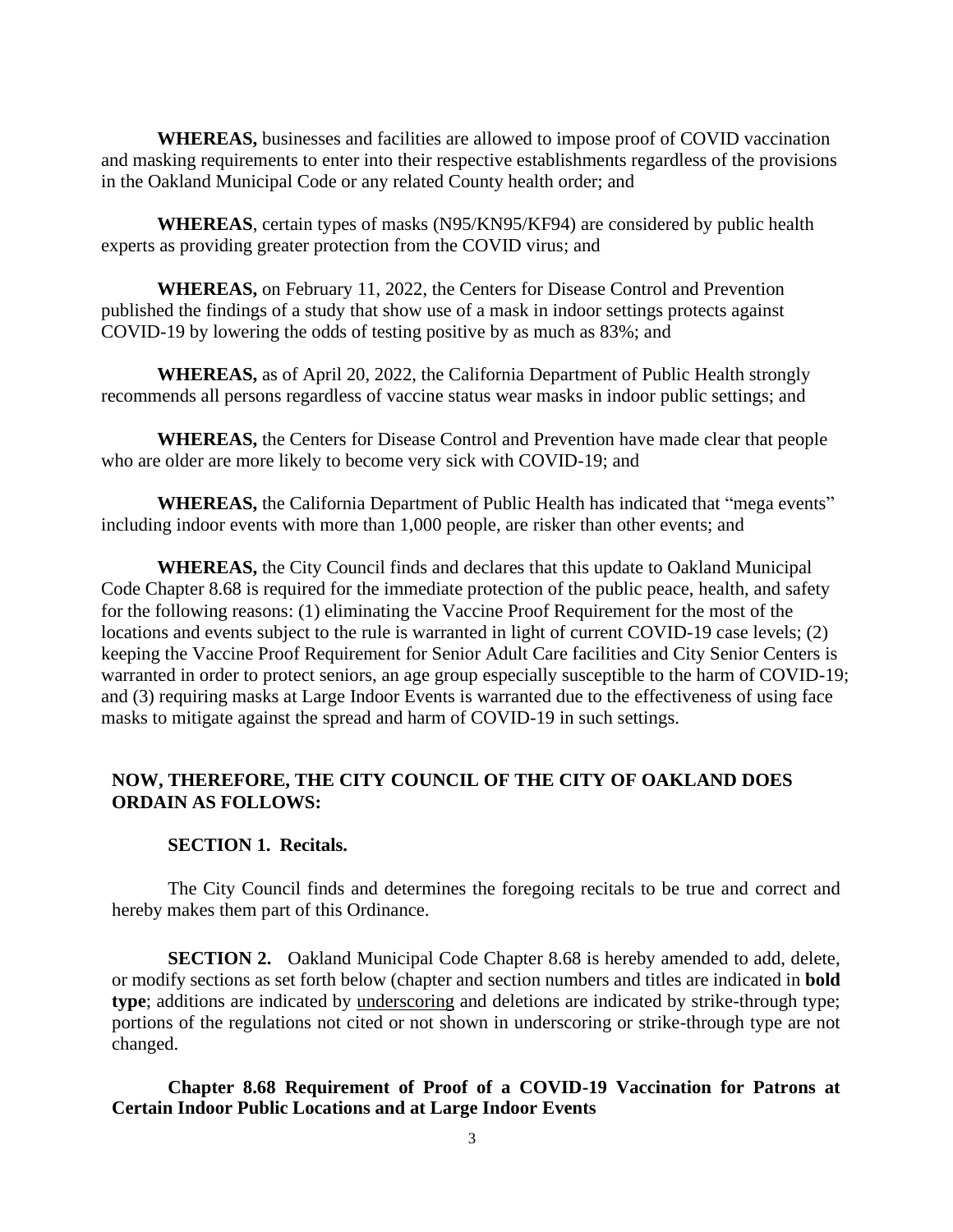**WHEREAS,** businesses and facilities are allowed to impose proof of COVID vaccination and masking requirements to enter into their respective establishments regardless of the provisions in the Oakland Municipal Code or any related County health order; and

**WHEREAS**, certain types of masks (N95/KN95/KF94) are considered by public health experts as providing greater protection from the COVID virus; and

**WHEREAS,** on February 11, 2022, the Centers for Disease Control and Prevention published the findings of a study that show use of a mask in indoor settings protects against COVID-19 by lowering the odds of testing positive by as much as 83%; and

**WHEREAS,** as of April 20, 2022, the California Department of Public Health strongly recommends all persons regardless of vaccine status wear masks in indoor public settings; and

**WHEREAS,** the Centers for Disease Control and Prevention have made clear that people who are older are more likely to become very sick with COVID-19; and

**WHEREAS,** the California Department of Public Health has indicated that "mega events" including indoor events with more than 1,000 people, are risker than other events; and

**WHEREAS,** the City Council finds and declares that this update to Oakland Municipal Code Chapter 8.68 is required for the immediate protection of the public peace, health, and safety for the following reasons: (1) eliminating the Vaccine Proof Requirement for the most of the locations and events subject to the rule is warranted in light of current COVID-19 case levels; (2) keeping the Vaccine Proof Requirement for Senior Adult Care facilities and City Senior Centers is warranted in order to protect seniors, an age group especially susceptible to the harm of COVID-19; and (3) requiring masks at Large Indoor Events is warranted due to the effectiveness of using face masks to mitigate against the spread and harm of COVID-19 in such settings.

**NOW, THEREFORE, THE CITY COUNCIL OF THE CITY OF OAKLAND DOES ORDAIN AS FOLLOWS:**

**SECTION 1. Recitals.**

The City Council finds and determines the foregoing recitals to be true and correct and hereby makes them part of this Ordinance.

**SECTION 2.** Oakland Municipal Code Chapter 8.68 is hereby amended to add, delete, or modify sections as set forth below (chapter and section numbers and titles are indicated in **bold type**; additions are indicated by <u>underscoring</u> and deletions are indicated by strike-through type; portions of the regulations not cited or not shown in underscoring or strike-through type are not changed.

**Chapter 8.68 Requirement of Proof of a COVID-19 Vaccination for Patrons at Certain Indoor Public Locations and at Large Indoor Events**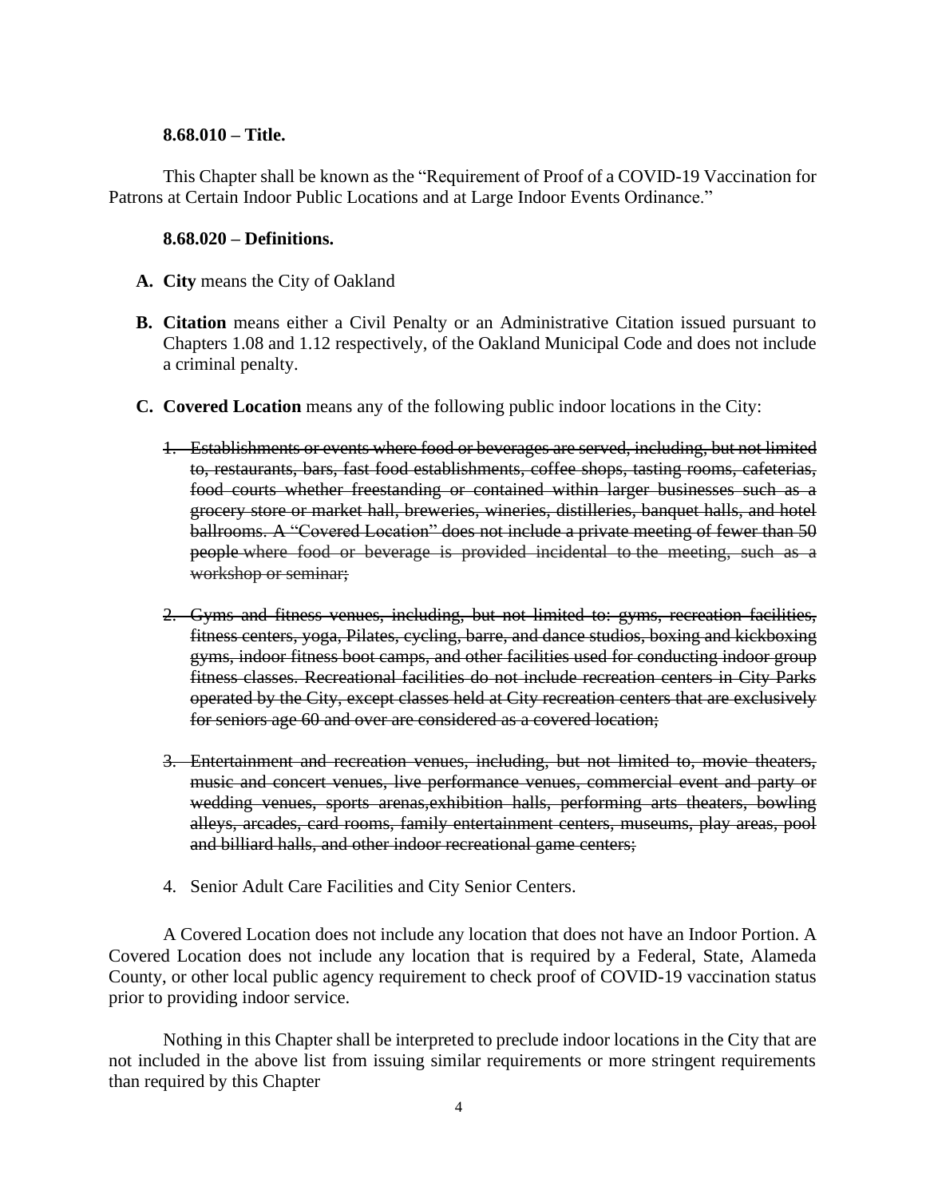**8.68.010 – Title.**

This Chapter shall be known as the "Requirement of Proof of a COVID-19 Vaccination for Patrons at Certain Indoor Public Locations and at Large Indoor Events Ordinance."

**8.68.020 – Definitions.**

**A. City** means the City of Oakland

**B. Citation** means either a Civil Penalty or an Administrative Citation issued pursuant to Chapters 1.08 and 1.12 respectively, of the Oakland Municipal Code and does not include a criminal penalty.

**C. Covered Location** means any of the following public indoor locations in the City:

1. ~~Establishments or events where food or beverages are served, including, but not limited to, restaurants, bars, fast food establishments, coffee shops, tasting rooms, cafeterias, food courts whether freestanding or contained within larger businesses such as a grocery store or market hall, breweries, wineries, distilleries, banquet halls, and hotel ballrooms. A "Covered Location" does not include a private meeting of fewer than 50 people where food or beverage is provided incidental to the meeting, such as a workshop or seminar;~~

2. ~~Gyms and fitness venues, including, but not limited to: gyms, recreation facilities, fitness centers, yoga, Pilates, cycling, barre, and dance studios, boxing and kickboxing gyms, indoor fitness boot camps, and other facilities used for conducting indoor group fitness classes. Recreational facilities do not include recreation centers in City Parks operated by the City, except classes held at City recreation centers that are exclusively for seniors age 60 and over are considered as a covered location;~~

3. ~~Entertainment and recreation venues, including, but not limited to, movie theaters, music and concert venues, live performance venues, commercial event and party or wedding venues, sports arenas,exhibition halls, performing arts theaters, bowling alleys, arcades, card rooms, family entertainment centers, museums, play areas, pool and billiard halls, and other indoor recreational game centers;~~

4. Senior Adult Care Facilities and City Senior Centers.

A Covered Location does not include any location that does not have an Indoor Portion. A Covered Location does not include any location that is required by a Federal, State, Alameda County, or other local public agency requirement to check proof of COVID-19 vaccination status prior to providing indoor service.

Nothing in this Chapter shall be interpreted to preclude indoor locations in the City that are not included in the above list from issuing similar requirements or more stringent requirements than required by this Chapter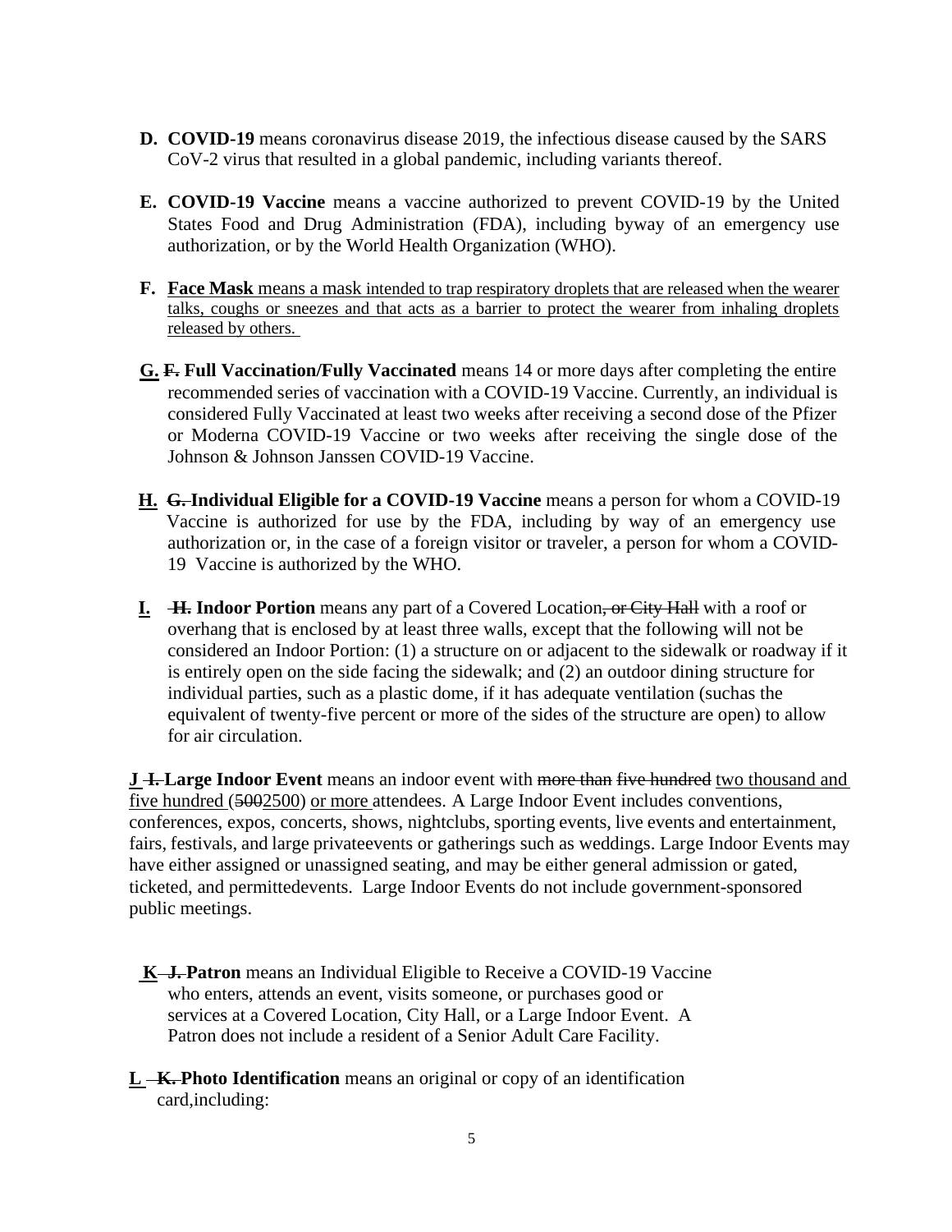**D. COVID-19** means coronavirus disease 2019, the infectious disease caused by the SARS CoV-2 virus that resulted in a global pandemic, including variants thereof.

**E. COVID-19 Vaccine** means a vaccine authorized to prevent COVID-19 by the United States Food and Drug Administration (FDA), including byway of an emergency use authorization, or by the World Health Organization (WHO).

**F. Face Mask** means a mask intended to trap respiratory droplets that are released when the wearer talks, coughs or sneezes and that acts as a barrier to protect the wearer from inhaling droplets released by others.

**G.** ~~F.~~ **Full Vaccination/Fully Vaccinated** means 14 or more days after completing the entire recommended series of vaccination with a COVID-19 Vaccine. Currently, an individual is considered Fully Vaccinated at least two weeks after receiving a second dose of the Pfizer or Moderna COVID-19 Vaccine or two weeks after receiving the single dose of the Johnson & Johnson Janssen COVID-19 Vaccine.

**H.** ~~G.~~ **Individual Eligible for a COVID-19 Vaccine** means a person for whom a COVID-19 Vaccine is authorized for use by the FDA, including by way of an emergency use authorization or, in the case of a foreign visitor or traveler, a person for whom a COVID-19 Vaccine is authorized by the WHO.

**I.** ~~H.~~ **Indoor Portion** means any part of a Covered Location~~, or City Hall~~ with a roof or overhang that is enclosed by at least three walls, except that the following will not be considered an Indoor Portion: (1) a structure on or adjacent to the sidewalk or roadway if it is entirely open on the side facing the sidewalk; and (2) an outdoor dining structure for individual parties, such as a plastic dome, if it has adequate ventilation (suchas the equivalent of twenty-five percent or more of the sides of the structure are open) to allow for air circulation.

**J** ~~I.~~ **Large Indoor Event** means an indoor event with ~~more than five hundred~~ two thousand and five hundred (~~500~~2500) or more attendees. A Large Indoor Event includes conventions, conferences, expos, concerts, shows, nightclubs, sporting events, live events and entertainment, fairs, festivals, and large privateevents or gatherings such as weddings. Large Indoor Events may have either assigned or unassigned seating, and may be either general admission or gated, ticketed, and permittedevents. Large Indoor Events do not include government-sponsored public meetings.

**K** ~~J.~~ **Patron** means an Individual Eligible to Receive a COVID-19 Vaccine who enters, attends an event, visits someone, or purchases good or services at a Covered Location, City Hall, or a Large Indoor Event. A Patron does not include a resident of a Senior Adult Care Facility.

**L** ~~K.~~ **Photo Identification** means an original or copy of an identification card,including: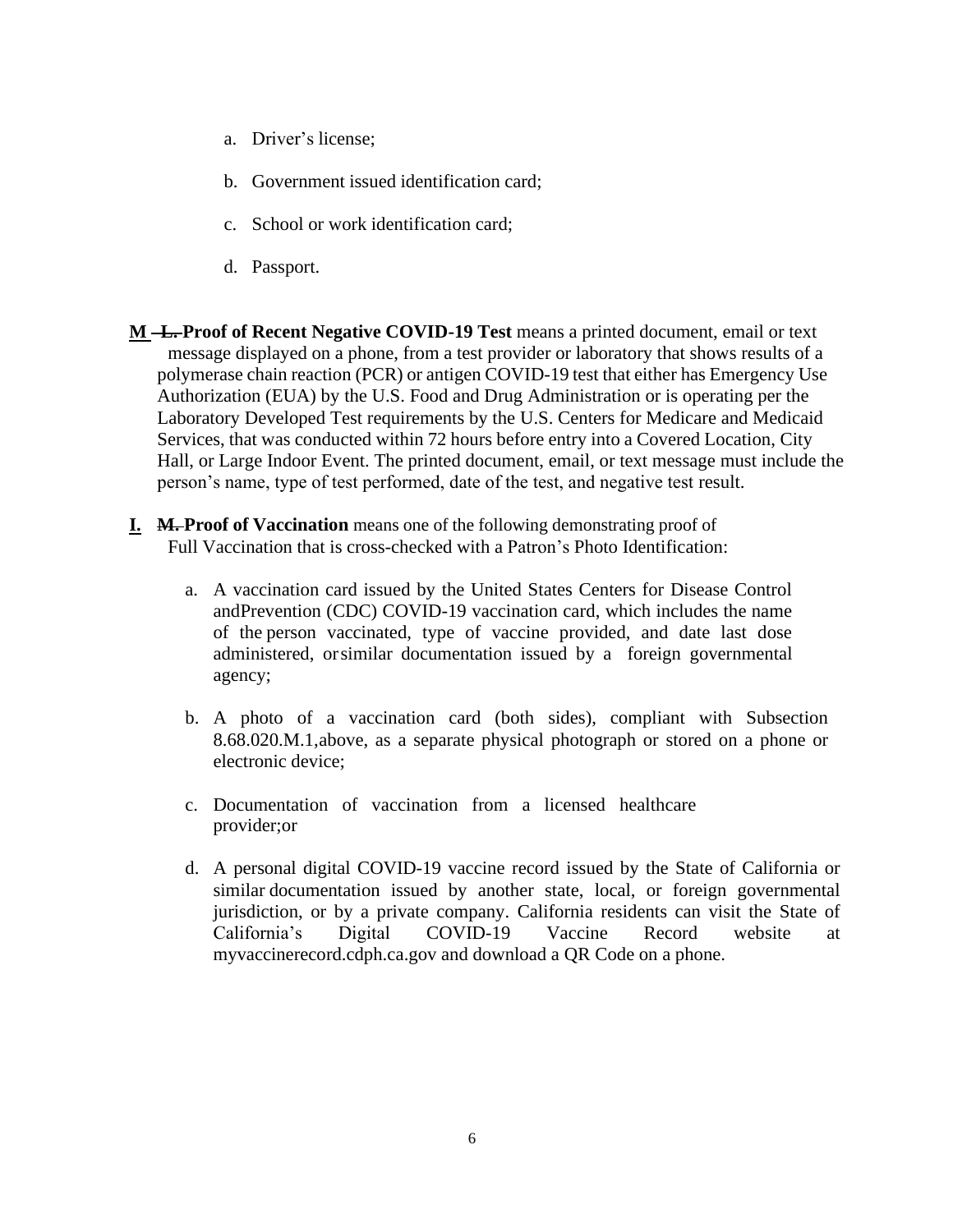a. Driver's license;

b. Government issued identification card;

c. School or work identification card;

d. Passport.

**M** ~~L.~~ **Proof of Recent Negative COVID-19 Test** means a printed document, email or text message displayed on a phone, from a test provider or laboratory that shows results of a polymerase chain reaction (PCR) or antigen COVID-19 test that either has Emergency Use Authorization (EUA) by the U.S. Food and Drug Administration or is operating per the Laboratory Developed Test requirements by the U.S. Centers for Medicare and Medicaid Services, that was conducted within 72 hours before entry into a Covered Location, City Hall, or Large Indoor Event. The printed document, email, or text message must include the person's name, type of test performed, date of the test, and negative test result.

**I.** ~~M.~~ **Proof of Vaccination** means one of the following demonstrating proof of Full Vaccination that is cross-checked with a Patron's Photo Identification:

a. A vaccination card issued by the United States Centers for Disease Control andPrevention (CDC) COVID-19 vaccination card, which includes the name of the person vaccinated, type of vaccine provided, and date last dose administered, orsimilar documentation issued by a foreign governmental agency;

b. A photo of a vaccination card (both sides), compliant with Subsection 8.68.020.M.1,above, as a separate physical photograph or stored on a phone or electronic device;

c. Documentation of vaccination from a licensed healthcare provider;or

d. A personal digital COVID-19 vaccine record issued by the State of California or similar documentation issued by another state, local, or foreign governmental jurisdiction, or by a private company. California residents can visit the State of California's Digital COVID-19 Vaccine Record website at myvaccinerecord.cdph.ca.gov and download a QR Code on a phone.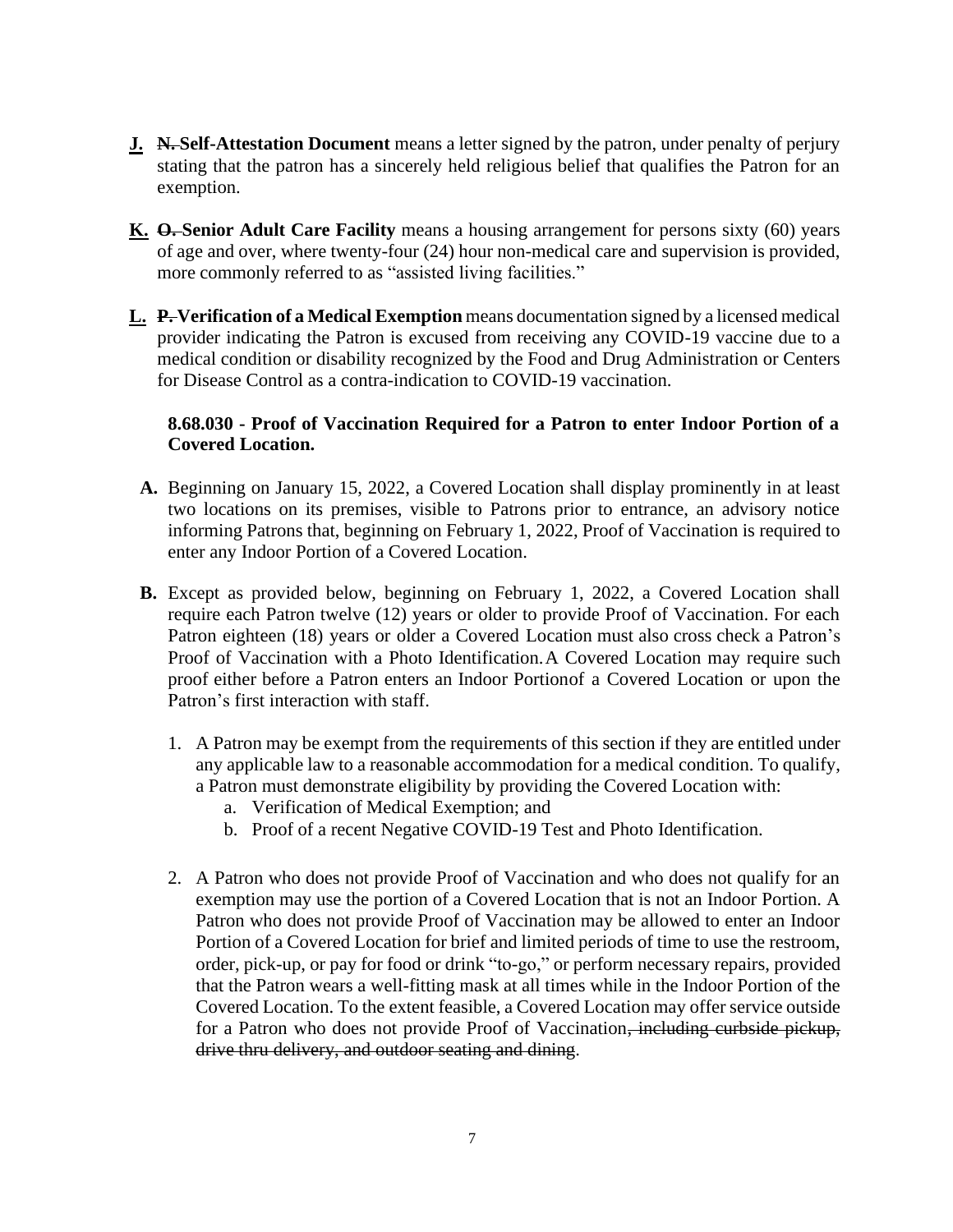**J.** ~~N.~~ **Self-Attestation Document** means a letter signed by the patron, under penalty of perjury stating that the patron has a sincerely held religious belief that qualifies the Patron for an exemption.

**K.** ~~O.~~ **Senior Adult Care Facility** means a housing arrangement for persons sixty (60) years of age and over, where twenty-four (24) hour non-medical care and supervision is provided, more commonly referred to as "assisted living facilities."

**L.** ~~P.~~ **Verification of a Medical Exemption** means documentation signed by a licensed medical provider indicating the Patron is excused from receiving any COVID-19 vaccine due to a medical condition or disability recognized by the Food and Drug Administration or Centers for Disease Control as a contra-indication to COVID-19 vaccination.

**8.68.030 - Proof of Vaccination Required for a Patron to enter Indoor Portion of a Covered Location.**

**A.** Beginning on January 15, 2022, a Covered Location shall display prominently in at least two locations on its premises, visible to Patrons prior to entrance, an advisory notice informing Patrons that, beginning on February 1, 2022, Proof of Vaccination is required to enter any Indoor Portion of a Covered Location.

**B.** Except as provided below, beginning on February 1, 2022, a Covered Location shall require each Patron twelve (12) years or older to provide Proof of Vaccination. For each Patron eighteen (18) years or older a Covered Location must also cross check a Patron's Proof of Vaccination with a Photo Identification. A Covered Location may require such proof either before a Patron enters an Indoor Portion of a Covered Location or upon the Patron's first interaction with staff.

1. A Patron may be exempt from the requirements of this section if they are entitled under any applicable law to a reasonable accommodation for a medical condition. To qualify, a Patron must demonstrate eligibility by providing the Covered Location with:
   a. Verification of Medical Exemption; and
   b. Proof of a recent Negative COVID-19 Test and Photo Identification.

2. A Patron who does not provide Proof of Vaccination and who does not qualify for an exemption may use the portion of a Covered Location that is not an Indoor Portion. A Patron who does not provide Proof of Vaccination may be allowed to enter an Indoor Portion of a Covered Location for brief and limited periods of time to use the restroom, order, pick-up, or pay for food or drink "to-go," or perform necessary repairs, provided that the Patron wears a well-fitting mask at all times while in the Indoor Portion of the Covered Location. To the extent feasible, a Covered Location may offer service outside for a Patron who does not provide Proof of Vaccination~~, including curbside pickup, drive thru delivery, and outdoor seating and dining~~.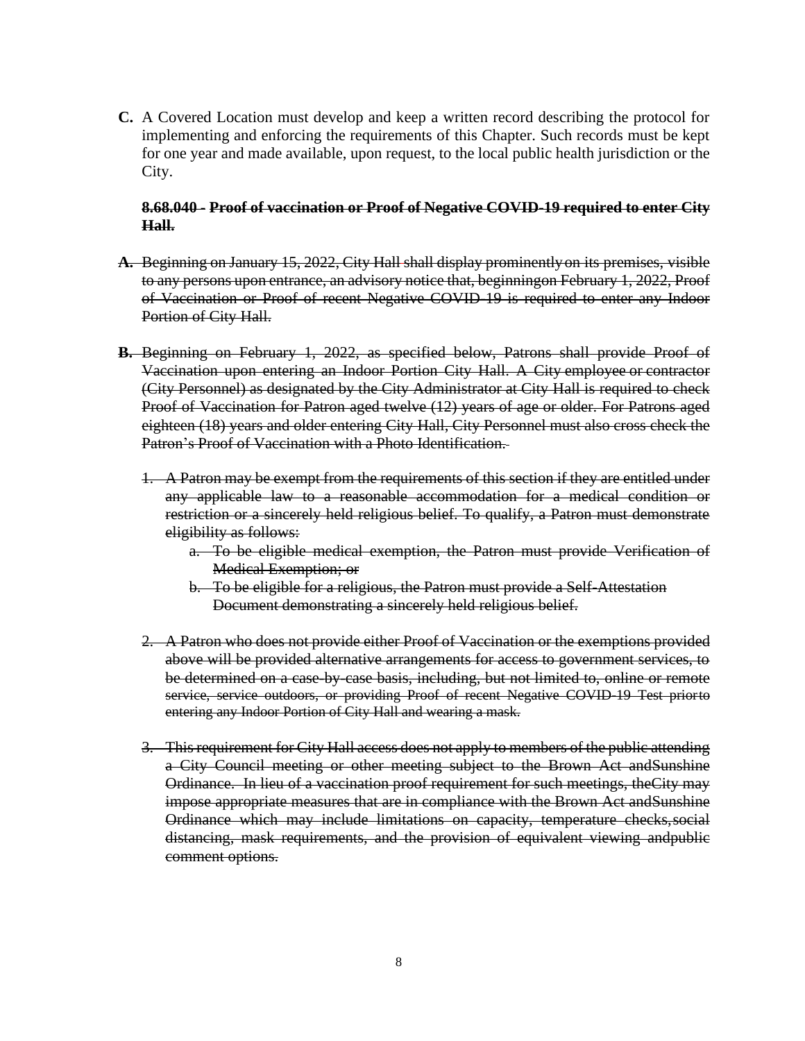**C.** A Covered Location must develop and keep a written record describing the protocol for implementing and enforcing the requirements of this Chapter. Such records must be kept for one year and made available, upon request, to the local public health jurisdiction or the City.

~~**8.68.040 - Proof of vaccination or Proof of Negative COVID-19 required to enter City Hall.**~~

~~**A.** Beginning on January 15, 2022, City Hall shall display prominently on its premises, visible to any persons upon entrance, an advisory notice that, beginning on February 1, 2022, Proof of Vaccination or Proof of recent Negative COVID-19 is required to enter any Indoor Portion of City Hall.~~

~~**B.** Beginning on February 1, 2022, as specified below, Patrons shall provide Proof of Vaccination upon entering an Indoor Portion City Hall. A City employee or contractor (City Personnel) as designated by the City Administrator at City Hall is required to check Proof of Vaccination for Patron aged twelve (12) years of age or older. For Patrons aged eighteen (18) years and older entering City Hall, City Personnel must also cross check the Patron's Proof of Vaccination with a Photo Identification.~~

1. ~~A Patron may be exempt from the requirements of this section if they are entitled under any applicable law to a reasonable accommodation for a medical condition or restriction or a sincerely held religious belief. To qualify, a Patron must demonstrate eligibility as follows:~~
   a. ~~To be eligible medical exemption, the Patron must provide Verification of Medical Exemption; or~~
   b. ~~To be eligible for a religious, the Patron must provide a Self-Attestation Document demonstrating a sincerely held religious belief.~~

2. ~~A Patron who does not provide either Proof of Vaccination or the exemptions provided above will be provided alternative arrangements for access to government services, to be determined on a case-by-case basis, including, but not limited to, online or remote service, service outdoors, or providing Proof of recent Negative COVID-19 Test prior to entering any Indoor Portion of City Hall and wearing a mask.~~

3. ~~This requirement for City Hall access does not apply to members of the public attending a City Council meeting or other meeting subject to the Brown Act and Sunshine Ordinance. In lieu of a vaccination proof requirement for such meetings, the City may impose appropriate measures that are in compliance with the Brown Act and Sunshine Ordinance which may include limitations on capacity, temperature checks, social distancing, mask requirements, and the provision of equivalent viewing and public comment options.~~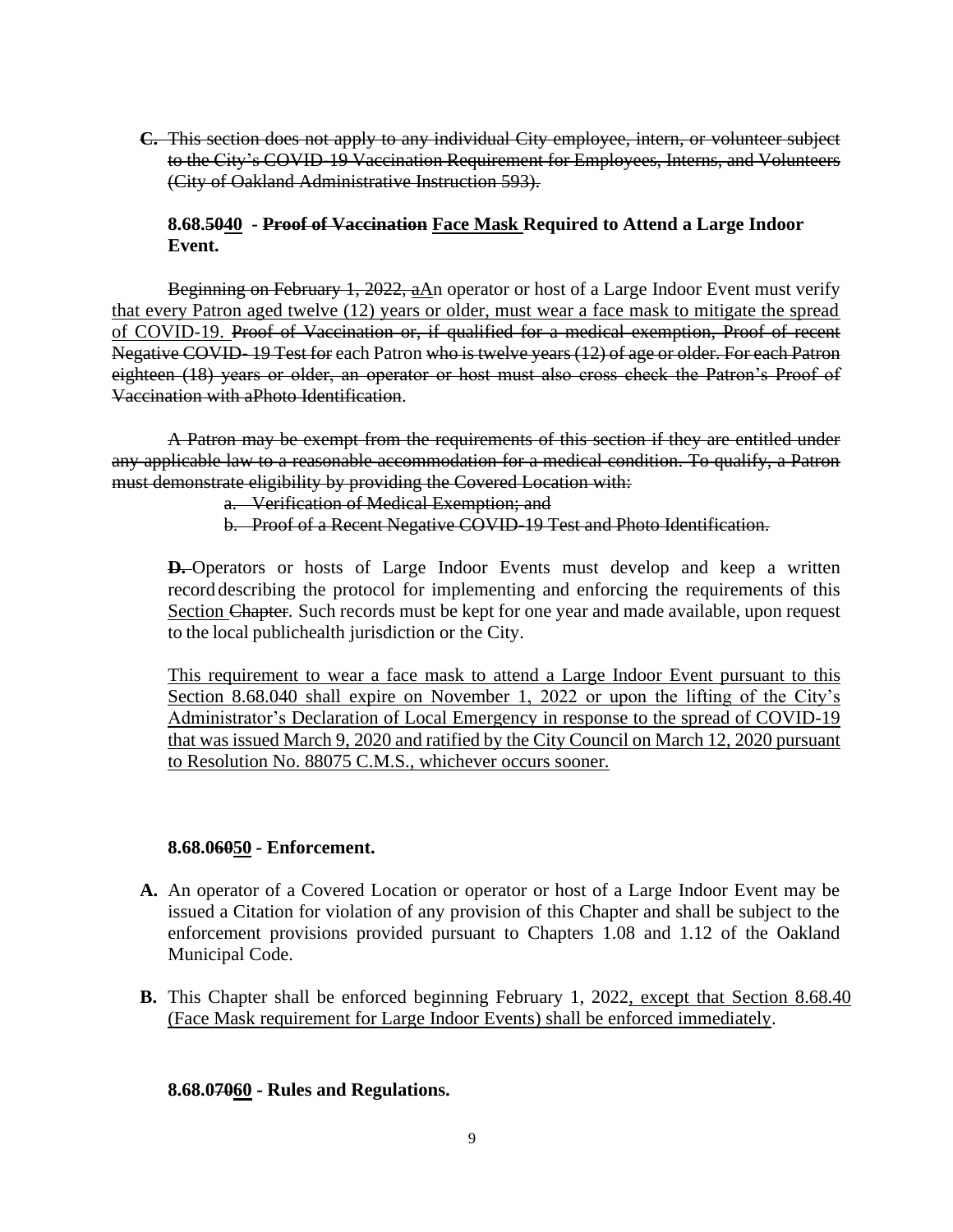**C.** ~~This section does not apply to any individual City employee, intern, or volunteer subject to the City's COVID-19 Vaccination Requirement for Employees, Interns, and Volunteers (City of Oakland Administrative Instruction 593).~~

**8.68.~~50~~<u>40</u> - ~~Proof of Vaccination~~ <u>Face Mask</u> Required to Attend a Large Indoor Event.**

~~Beginning on February 1, 2022, a~~<u>A</u>n operator or host of a Large Indoor Event must verify <u>that every Patron aged twelve (12) years or older, must wear a face mask to mitigate the spread of COVID-19.</u> ~~Proof of Vaccination or, if qualified for a medical exemption, Proof of recent Negative COVID-19 Test for~~ each Patron ~~who is twelve years (12) of age or older. For each Patron eighteen (18) years or older, an operator or host must also cross check the Patron's Proof of Vaccination with aPhoto Identification~~.

~~A Patron may be exempt from the requirements of this section if they are entitled under any applicable law to a reasonable accommodation for a medical condition. To qualify, a Patron must demonstrate eligibility by providing the Covered Location with:~~

- ~~a. Verification of Medical Exemption; and~~
- ~~b. Proof of a Recent Negative COVID-19 Test and Photo Identification.~~

~~**D.**~~ Operators or hosts of Large Indoor Events must develop and keep a written record describing the protocol for implementing and enforcing the requirements of this <u>Section</u> ~~Chapter~~. Such records must be kept for one year and made available, upon request to the local publichealth jurisdiction or the City.

<u>This requirement to wear a face mask to attend a Large Indoor Event pursuant to this Section 8.68.040 shall expire on November 1, 2022 or upon the lifting of the City's Administrator's Declaration of Local Emergency in response to the spread of COVID-19 that was issued March 9, 2020 and ratified by the City Council on March 12, 2020 pursuant to Resolution No. 88075 C.M.S., whichever occurs sooner.</u>

**8.68.0~~60~~<u>50</u> - Enforcement.**

**A.** An operator of a Covered Location or operator or host of a Large Indoor Event may be issued a Citation for violation of any provision of this Chapter and shall be subject to the enforcement provisions provided pursuant to Chapters 1.08 and 1.12 of the Oakland Municipal Code.

**B.** This Chapter shall be enforced beginning February 1, 2022<u>, except that Section 8.68.40 (Face Mask requirement for Large Indoor Events) shall be enforced immediately</u>.

**8.68.0~~70~~<u>60</u> - Rules and Regulations.**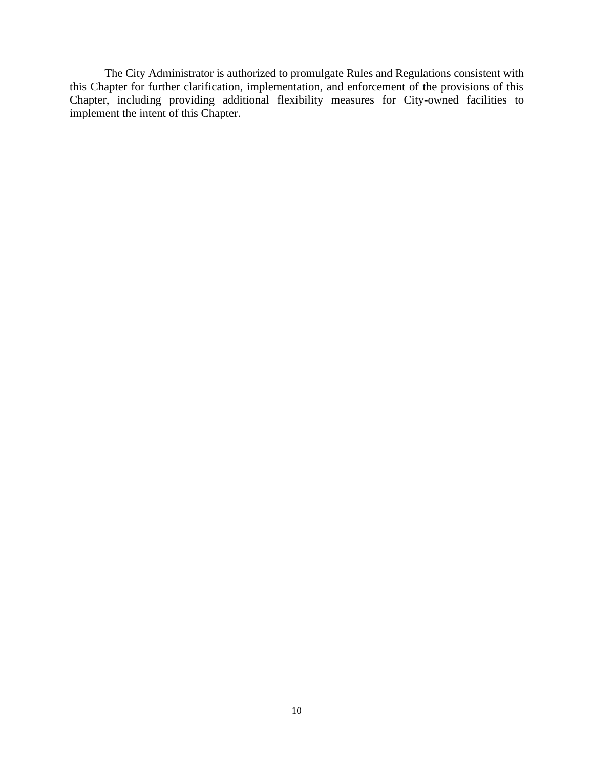The City Administrator is authorized to promulgate Rules and Regulations consistent with this Chapter for further clarification, implementation, and enforcement of the provisions of this Chapter, including providing additional flexibility measures for City-owned facilities to implement the intent of this Chapter.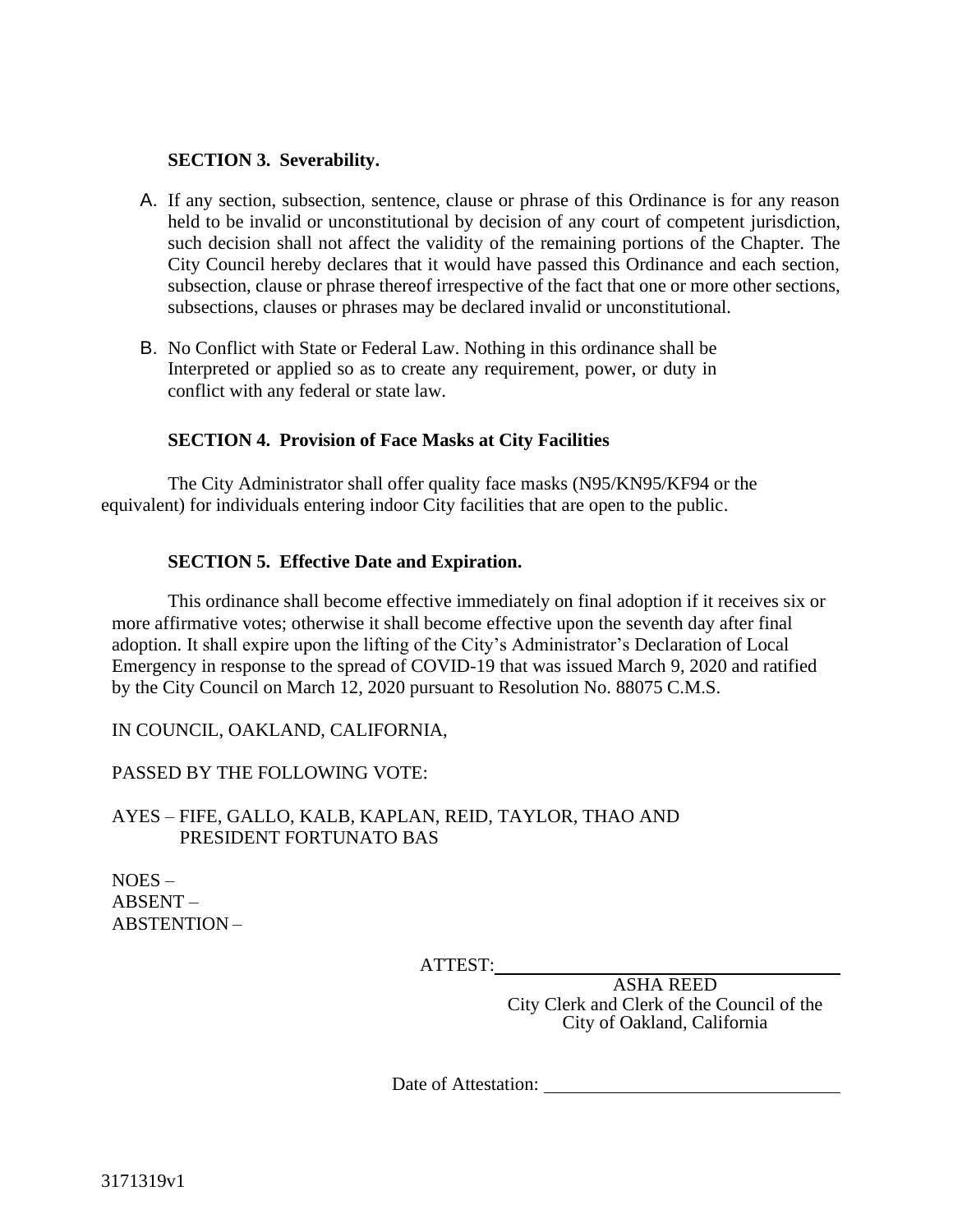**SECTION 3. Severability.**

A. If any section, subsection, sentence, clause or phrase of this Ordinance is for any reason held to be invalid or unconstitutional by decision of any court of competent jurisdiction, such decision shall not affect the validity of the remaining portions of the Chapter. The City Council hereby declares that it would have passed this Ordinance and each section, subsection, clause or phrase thereof irrespective of the fact that one or more other sections, subsections, clauses or phrases may be declared invalid or unconstitutional.

B. No Conflict with State or Federal Law. Nothing in this ordinance shall be Interpreted or applied so as to create any requirement, power, or duty in conflict with any federal or state law.

**SECTION 4. Provision of Face Masks at City Facilities**

The City Administrator shall offer quality face masks (N95/KN95/KF94 or the equivalent) for individuals entering indoor City facilities that are open to the public.

**SECTION 5. Effective Date and Expiration.**

This ordinance shall become effective immediately on final adoption if it receives six or more affirmative votes; otherwise it shall become effective upon the seventh day after final adoption. It shall expire upon the lifting of the City's Administrator's Declaration of Local Emergency in response to the spread of COVID-19 that was issued March 9, 2020 and ratified by the City Council on March 12, 2020 pursuant to Resolution No. 88075 C.M.S.

IN COUNCIL, OAKLAND, CALIFORNIA,

PASSED BY THE FOLLOWING VOTE:

AYES – FIFE, GALLO, KALB, KAPLAN, REID, TAYLOR, THAO AND PRESIDENT FORTUNATO BAS

NOES –
ABSENT –
ABSTENTION –

ATTEST: ______________________________

ASHA REED
City Clerk and Clerk of the Council of the City of Oakland, California

Date of Attestation: ______________________________

3171319v1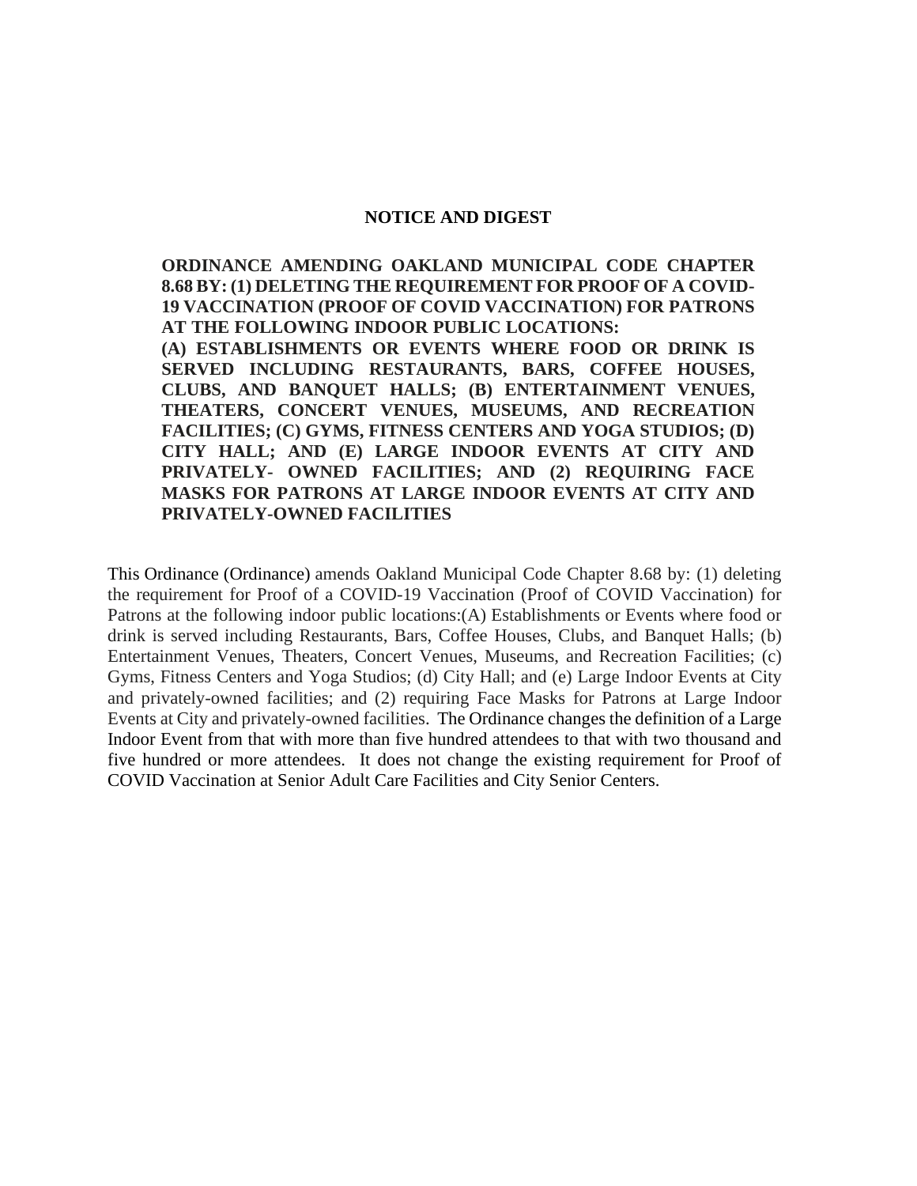**NOTICE AND DIGEST**

**ORDINANCE AMENDING OAKLAND MUNICIPAL CODE CHAPTER 8.68 BY: (1) DELETING THE REQUIREMENT FOR PROOF OF A COVID-19 VACCINATION (PROOF OF COVID VACCINATION) FOR PATRONS AT THE FOLLOWING INDOOR PUBLIC LOCATIONS:**

**(A) ESTABLISHMENTS OR EVENTS WHERE FOOD OR DRINK IS SERVED INCLUDING RESTAURANTS, BARS, COFFEE HOUSES, CLUBS, AND BANQUET HALLS; (B) ENTERTAINMENT VENUES, THEATERS, CONCERT VENUES, MUSEUMS, AND RECREATION FACILITIES; (C) GYMS, FITNESS CENTERS AND YOGA STUDIOS; (D) CITY HALL; AND (E) LARGE INDOOR EVENTS AT CITY AND PRIVATELY- OWNED FACILITIES; AND (2) REQUIRING FACE MASKS FOR PATRONS AT LARGE INDOOR EVENTS AT CITY AND PRIVATELY-OWNED FACILITIES**

This Ordinance (Ordinance) amends Oakland Municipal Code Chapter 8.68 by: (1) deleting the requirement for Proof of a COVID-19 Vaccination (Proof of COVID Vaccination) for Patrons at the following indoor public locations:(A) Establishments or Events where food or drink is served including Restaurants, Bars, Coffee Houses, Clubs, and Banquet Halls; (b) Entertainment Venues, Theaters, Concert Venues, Museums, and Recreation Facilities; (c) Gyms, Fitness Centers and Yoga Studios; (d) City Hall; and (e) Large Indoor Events at City and privately-owned facilities; and (2) requiring Face Masks for Patrons at Large Indoor Events at City and privately-owned facilities. The Ordinance changes the definition of a Large Indoor Event from that with more than five hundred attendees to that with two thousand and five hundred or more attendees. It does not change the existing requirement for Proof of COVID Vaccination at Senior Adult Care Facilities and City Senior Centers.